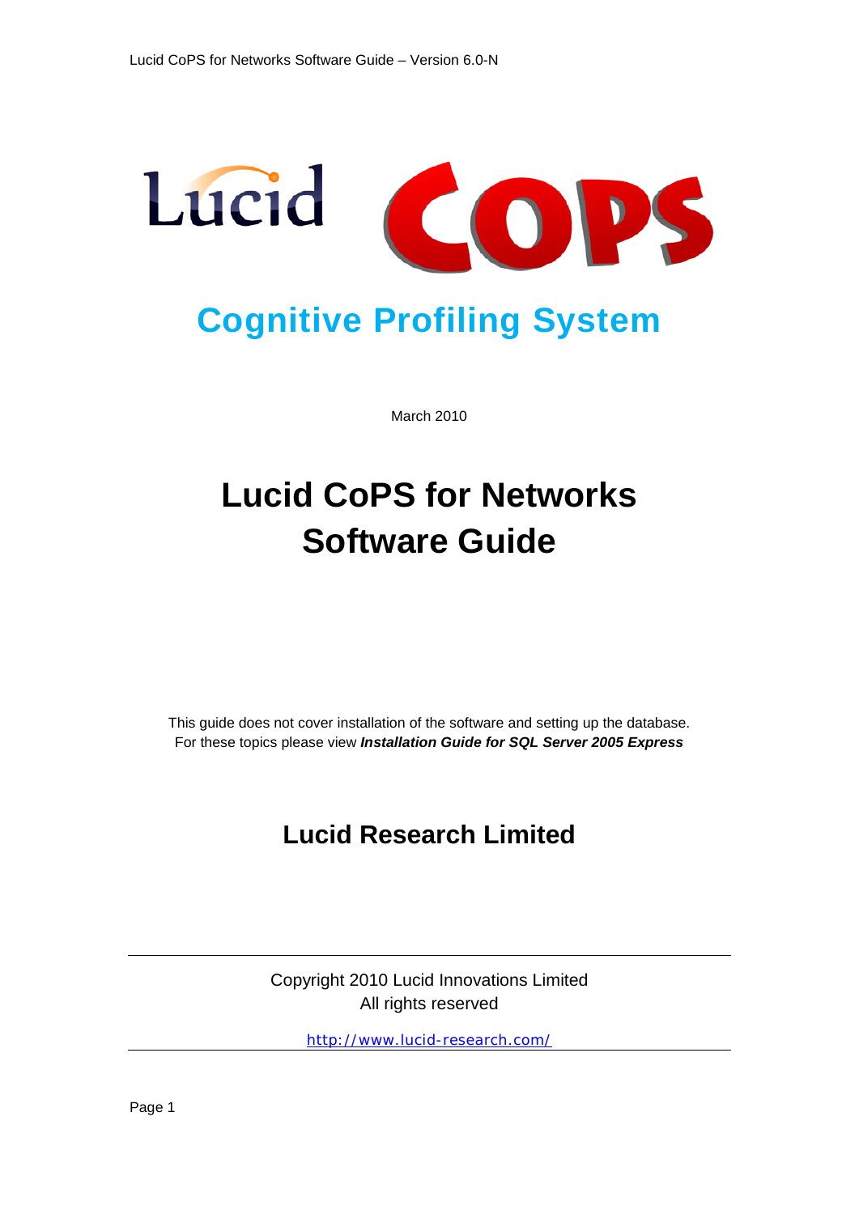Lucid CoPS

# Cognitive Profiling System

March 2010

# Lucid CoPS for Networks Software Guide

This guide does not cover installation of the software and setting up the database.
For these topics please view ***Installation Guide for SQL Server 2005 Express***

## Lucid Research Limited

---

Copyright 2010 Lucid Innovations Limited
All rights reserved

http://www.lucid-research.com/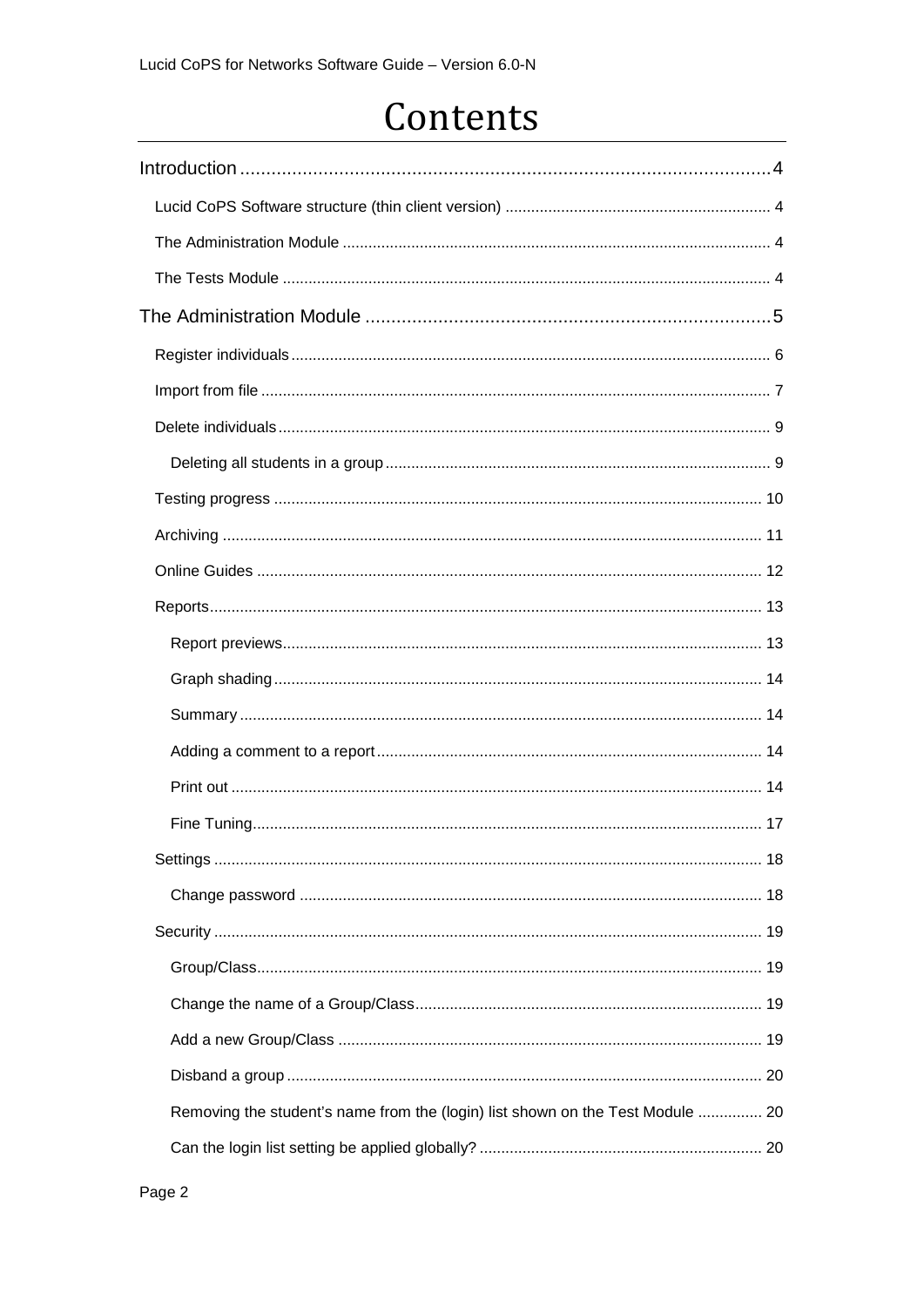# Contents

Introduction ........................................................................................................ 4

- Lucid CoPS Software structure (thin client version) ............................................................. 4
- The Administration Module ................................................................................................. 4
- The Tests Module ................................................................................................................ 4

The Administration Module ................................................................................ 5

- Register individuals ............................................................................................................. 6
- Import from file ..................................................................................................................... 7
- Delete individuals ................................................................................................................. 9
  - Deleting all students in a group ......................................................................................... 9
- Testing progress ................................................................................................................. 10
- Archiving ............................................................................................................................. 11
- Online Guides ..................................................................................................................... 12
- Reports ................................................................................................................................ 13
  - Report previews ............................................................................................................... 13
  - Graph shading ................................................................................................................. 14
  - Summary ......................................................................................................................... 14
  - Adding a comment to a report ......................................................................................... 14
  - Print out ........................................................................................................................... 14
  - Fine Tuning ...................................................................................................................... 17
- Settings ............................................................................................................................... 18
  - Change password ............................................................................................................ 18
- Security ............................................................................................................................... 19
  - Group/Class ..................................................................................................................... 19
  - Change the name of a Group/Class ................................................................................. 19
  - Add a new Group/Class ................................................................................................... 19
  - Disband a group .............................................................................................................. 20
  - Removing the student's name from the (login) list shown on the Test Module ............... 20
  - Can the login list setting be applied globally? .................................................................. 20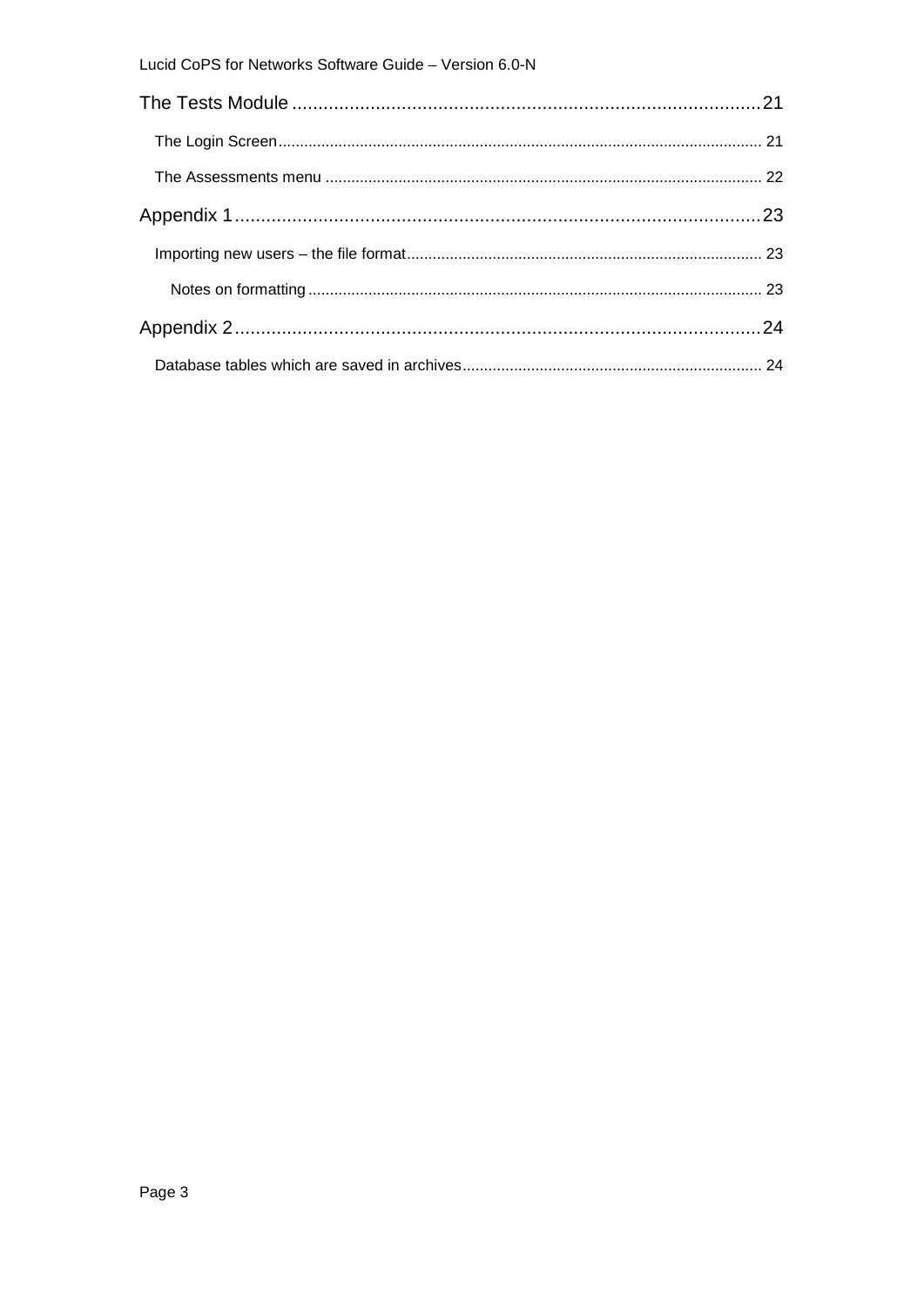The Tests Module ........................................................................................ 21

- The Login Screen ........................................................................................ 21
- The Assessments menu ........................................................................................ 22

Appendix 1 ........................................................................................ 23

- Importing new users – the file format ........................................................................................ 23
  - Notes on formatting ........................................................................................ 23

Appendix 2 ........................................................................................ 24

- Database tables which are saved in archives ........................................................................................ 24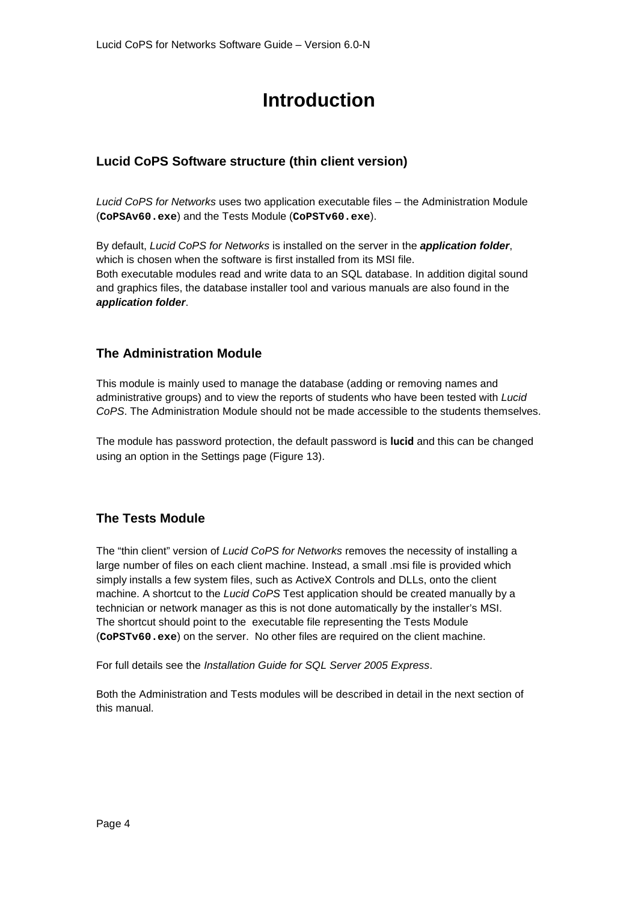# Introduction

## Lucid CoPS Software structure (thin client version)

*Lucid CoPS for Networks* uses two application executable files – the Administration Module (**`CoPSAv60.exe`**) and the Tests Module (**`CoPSTv60.exe`**).

By default, *Lucid CoPS for Networks* is installed on the server in the ***application folder***, which is chosen when the software is first installed from its MSI file.
Both executable modules read and write data to an SQL database. In addition digital sound and graphics files, the database installer tool and various manuals are also found in the ***application folder***.

## The Administration Module

This module is mainly used to manage the database (adding or removing names and administrative groups) and to view the reports of students who have been tested with *Lucid CoPS*. The Administration Module should not be made accessible to the students themselves.

The module has password protection, the default password is **lucid** and this can be changed using an option in the Settings page (Figure 13).

## The Tests Module

The "thin client" version of *Lucid CoPS for Networks* removes the necessity of installing a large number of files on each client machine. Instead, a small .msi file is provided which simply installs a few system files, such as ActiveX Controls and DLLs, onto the client machine. A shortcut to the *Lucid CoPS* Test application should be created manually by a technician or network manager as this is not done automatically by the installer's MSI. The shortcut should point to the executable file representing the Tests Module (**`CoPSTv60.exe`**) on the server. No other files are required on the client machine.

For full details see the *Installation Guide for SQL Server 2005 Express*.

Both the Administration and Tests modules will be described in detail in the next section of this manual.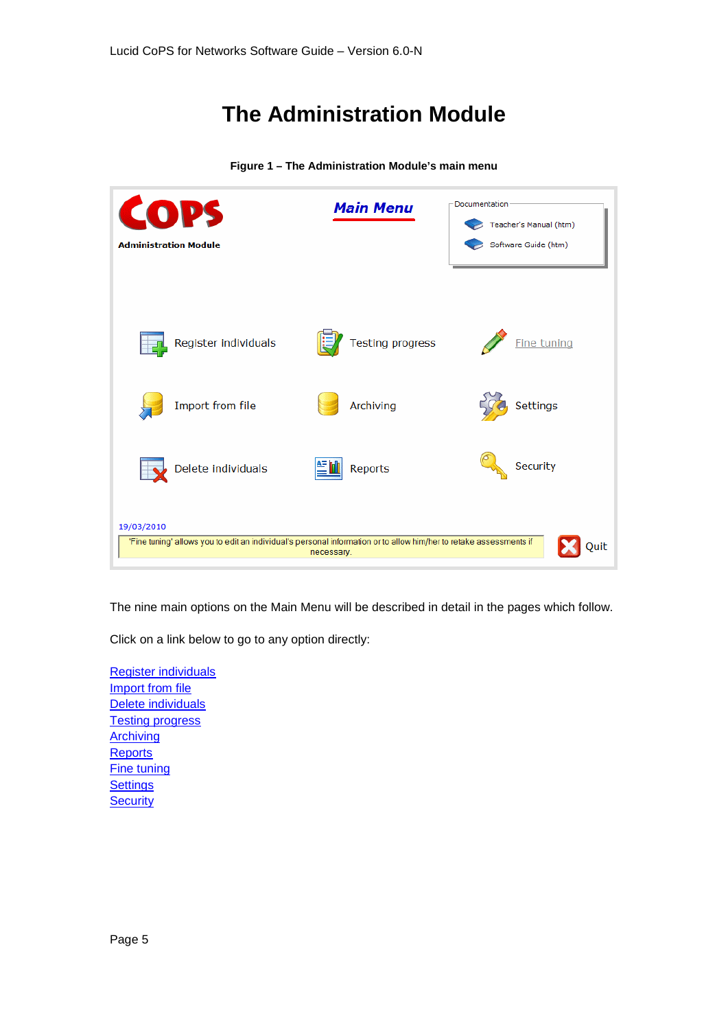# The Administration Module

**Figure 1 – The Administration Module's main menu**

The nine main options on the Main Menu will be described in detail in the pages which follow.

Click on a link below to go to any option directly:

Register individuals
Import from file
Delete individuals
Testing progress
Archiving
Reports
Fine tuning
Settings
Security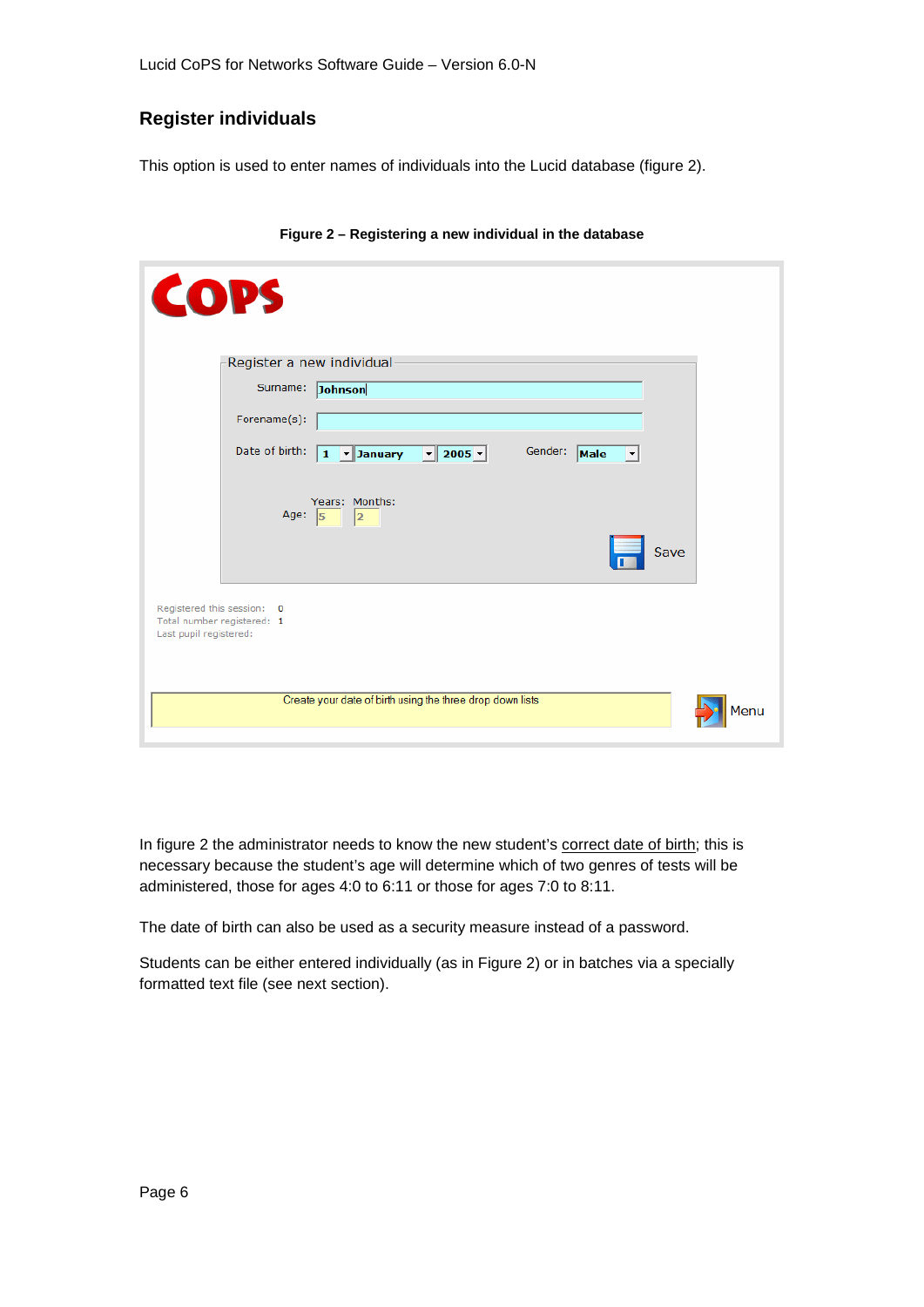## Register individuals

This option is used to enter names of individuals into the Lucid database (figure 2).

**Figure 2 – Registering a new individual in the database**

In figure 2 the administrator needs to know the new student's correct date of birth; this is necessary because the student's age will determine which of two genres of tests will be administered, those for ages 4:0 to 6:11 or those for ages 7:0 to 8:11.

The date of birth can also be used as a security measure instead of a password.

Students can be either entered individually (as in Figure 2) or in batches via a specially formatted text file (see next section).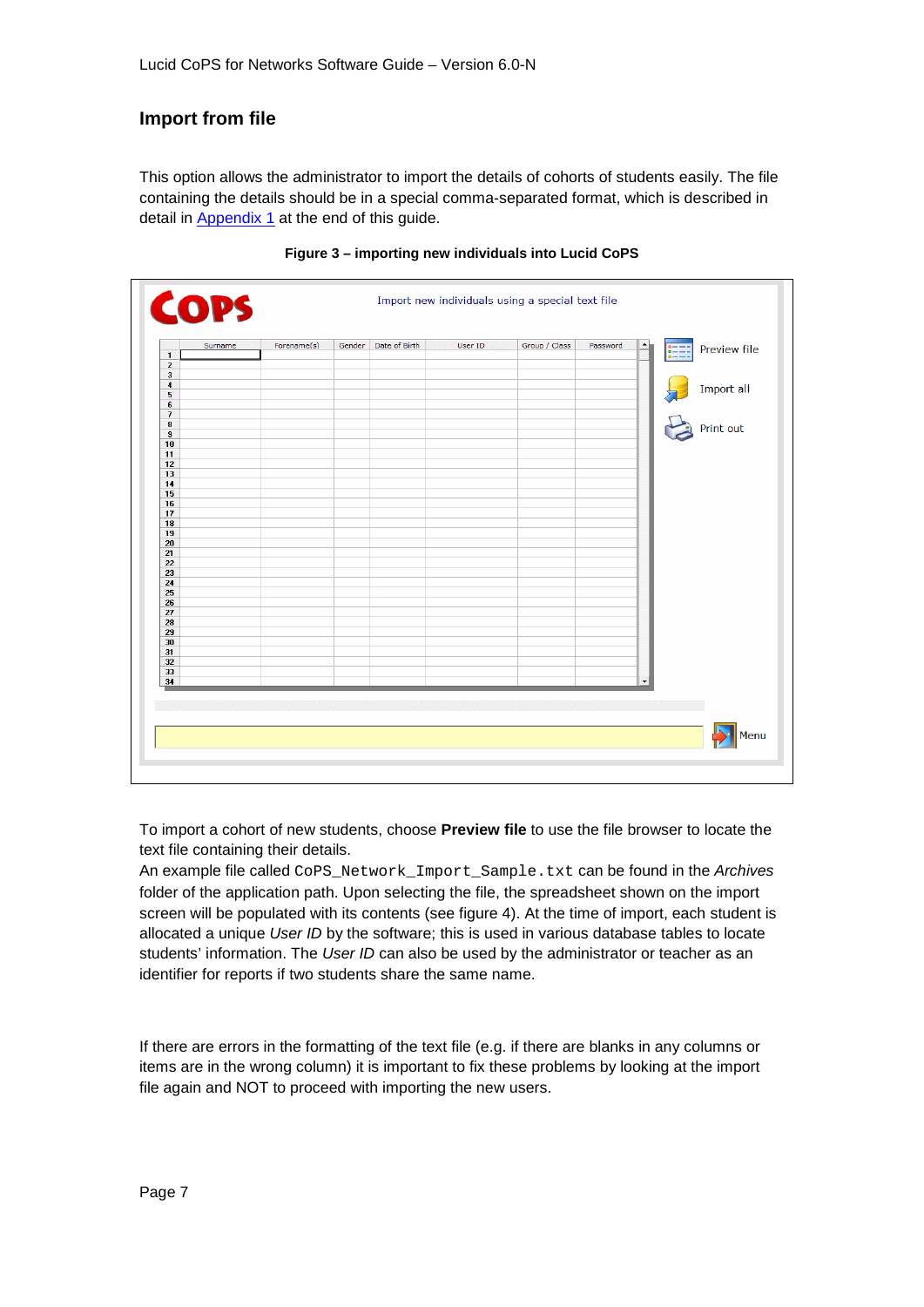## Import from file

This option allows the administrator to import the details of cohorts of students easily. The file containing the details should be in a special comma-separated format, which is described in detail in Appendix 1 at the end of this guide.

**Figure 3 – importing new individuals into Lucid CoPS**

To import a cohort of new students, choose **Preview file** to use the file browser to locate the text file containing their details.
An example file called `CoPS_Network_Import_Sample.txt` can be found in the *Archives* folder of the application path. Upon selecting the file, the spreadsheet shown on the import screen will be populated with its contents (see figure 4). At the time of import, each student is allocated a unique *User ID* by the software; this is used in various database tables to locate students' information. The *User ID* can also be used by the administrator or teacher as an identifier for reports if two students share the same name.

If there are errors in the formatting of the text file (e.g. if there are blanks in any columns or items are in the wrong column) it is important to fix these problems by looking at the import file again and NOT to proceed with importing the new users.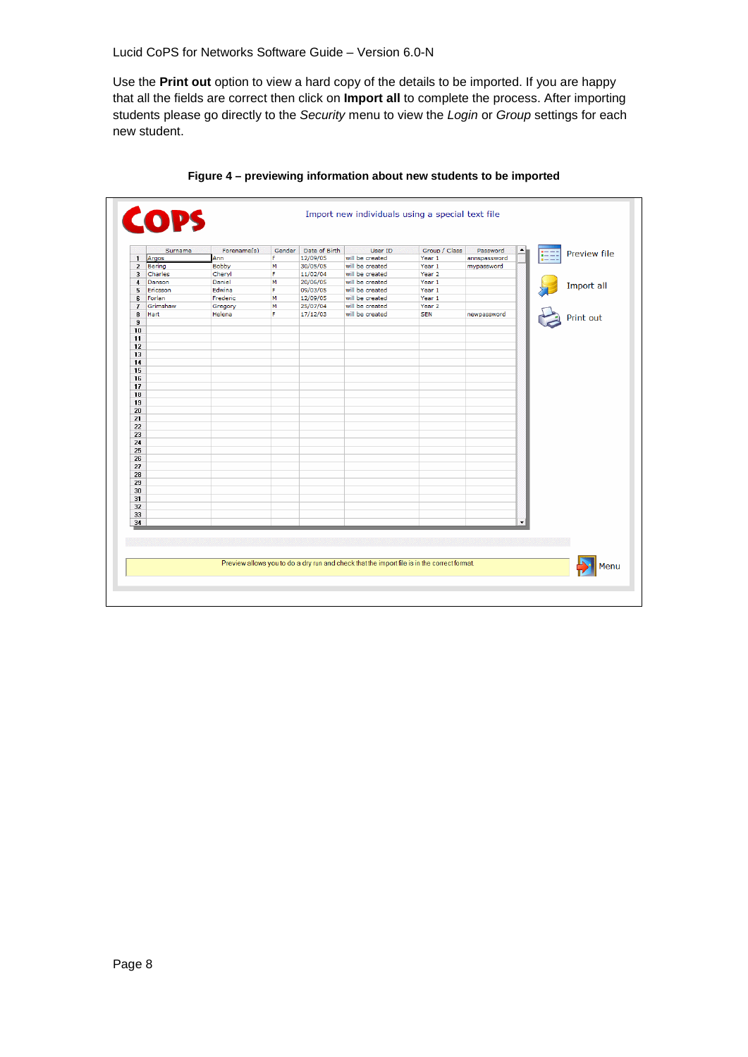Use the **Print out** option to view a hard copy of the details to be imported. If you are happy that all the fields are correct then click on **Import all** to complete the process. After importing students please go directly to the *Security* menu to view the *Login* or *Group* settings for each new student.

**Figure 4 – previewing information about new students to be imported**

COPS

Import new individuals using a special text file

| | Surname | Forename(s) | Gender | Date of Birth | User ID | Group / Class | Password |
|---|---|---|---|---|---|---|---|
| 1 | Argos | Ann | F | 12/09/05 | will be created | Year 1 | annspassword |
| 2 | Baring | Bobby | M | 30/05/05 | will be created | Year 1 | mypassword |
| 3 | Charles | Cheryl | F | 11/02/04 | will be created | Year 2 | |
| 4 | Danson | Daniel | M | 20/06/05 | will be created | Year 1 | |
| 5 | Ericsson | Edwina | F | 05/03/05 | will be created | Year 1 | |
| 6 | Forlan | Frederic | M | 12/09/05 | will be created | Year 1 | |
| 7 | Grimshaw | Gregory | M | 25/07/04 | will be created | Year 2 | |
| 8 | Hart | Helena | F | 17/12/03 | will be created | SEN | newpassword |

Preview file

Import all

Print out

Preview allows you to do a dry run and check that the import file is in the correct format

Menu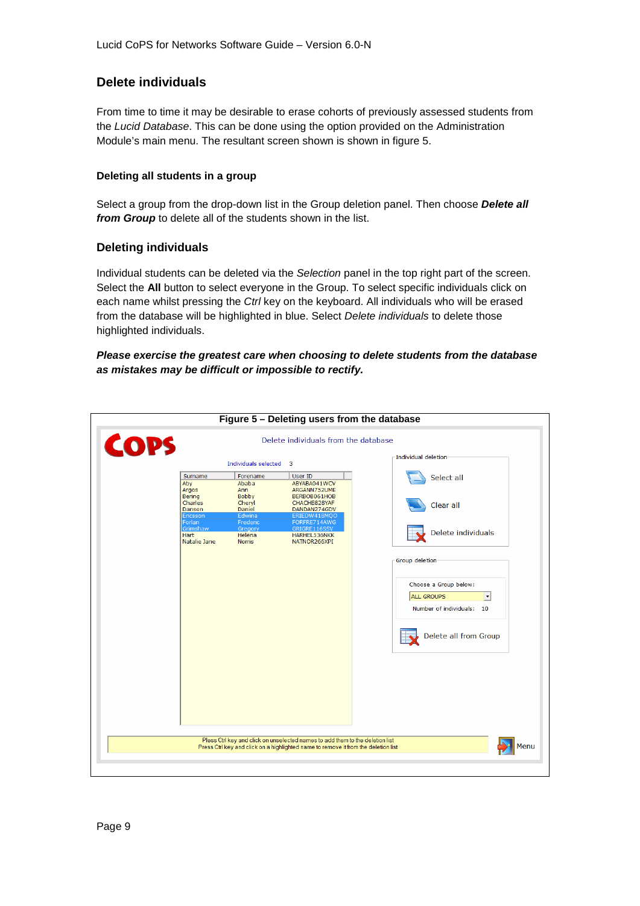## Delete individuals

From time to time it may be desirable to erase cohorts of previously assessed students from the *Lucid Database*. This can be done using the option provided on the Administration Module's main menu. The resultant screen shown is shown in figure 5.

### Deleting all students in a group

Select a group from the drop-down list in the Group deletion panel. Then choose ***Delete all from Group*** to delete all of the students shown in the list.

### Deleting individuals

Individual students can be deleted via the *Selection* panel in the top right part of the screen. Select the **All** button to select everyone in the Group. To select specific individuals click on each name whilst pressing the *Ctrl* key on the keyboard. All individuals who will be erased from the database will be highlighted in blue. Select *Delete individuals* to delete those highlighted individuals.

***Please exercise the greatest care when choosing to delete students from the database as mistakes may be difficult or impossible to rectify.***

**Figure 5 – Deleting users from the database**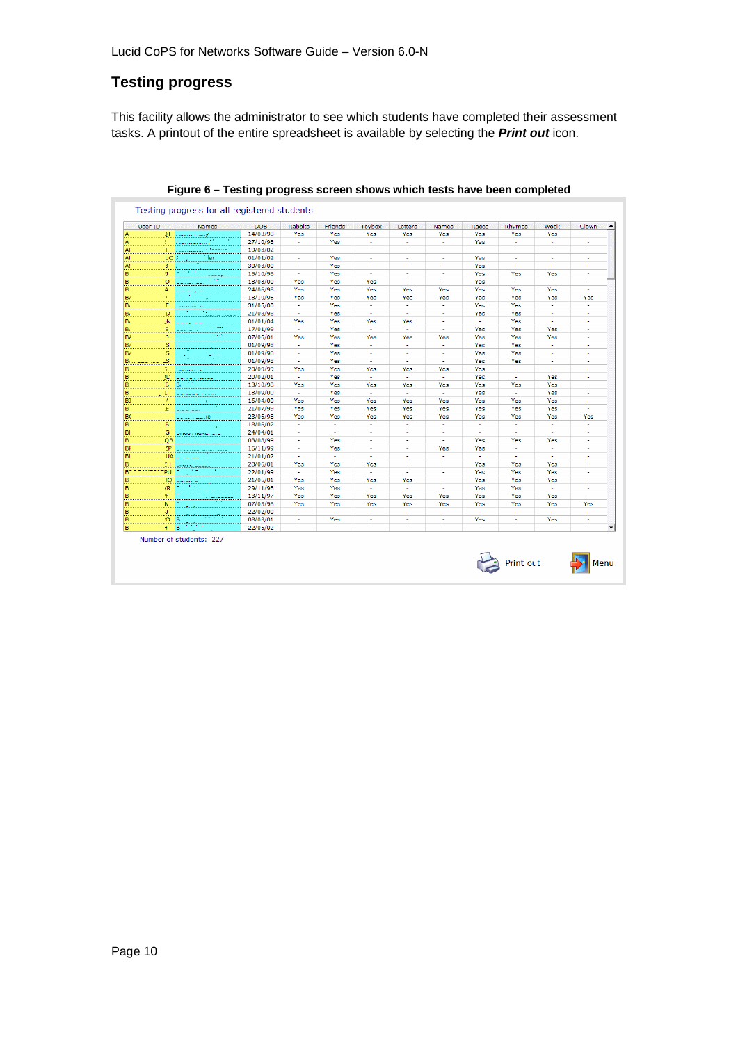## Testing progress

This facility allows the administrator to see which students have completed their assessment tasks. A printout of the entire spreadsheet is available by selecting the ***Print out*** icon.

**Figure 6 – Testing progress screen shows which tests have been completed**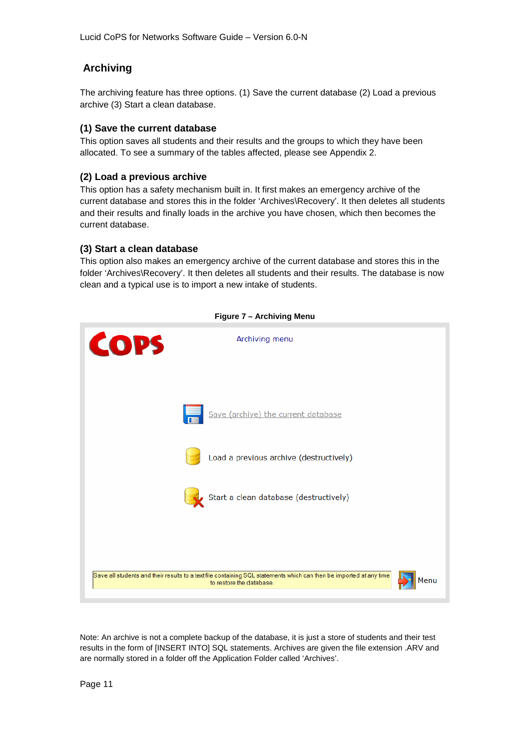## Archiving

The archiving feature has three options. (1) Save the current database (2) Load a previous archive (3) Start a clean database.

### (1) Save the current database

This option saves all students and their results and the groups to which they have been allocated. To see a summary of the tables affected, please see Appendix 2.

### (2) Load a previous archive

This option has a safety mechanism built in. It first makes an emergency archive of the current database and stores this in the folder 'Archives\Recovery'. It then deletes all students and their results and finally loads in the archive you have chosen, which then becomes the current database.

### (3) Start a clean database

This option also makes an emergency archive of the current database and stores this in the folder 'Archives\Recovery'. It then deletes all students and their results. The database is now clean and a typical use is to import a new intake of students.

**Figure 7 – Archiving Menu**

COPS

Archiving menu

Save (archive) the current database

Load a previous archive (destructively)

Start a clean database (destructively)

Save all students and their results to a text file containing SQL statements which can then be imported at any time to restore the database.

Menu

Note: An archive is not a complete backup of the database, it is just a store of students and their test results in the form of [INSERT INTO] SQL statements. Archives are given the file extension .ARV and are normally stored in a folder off the Application Folder called 'Archives'.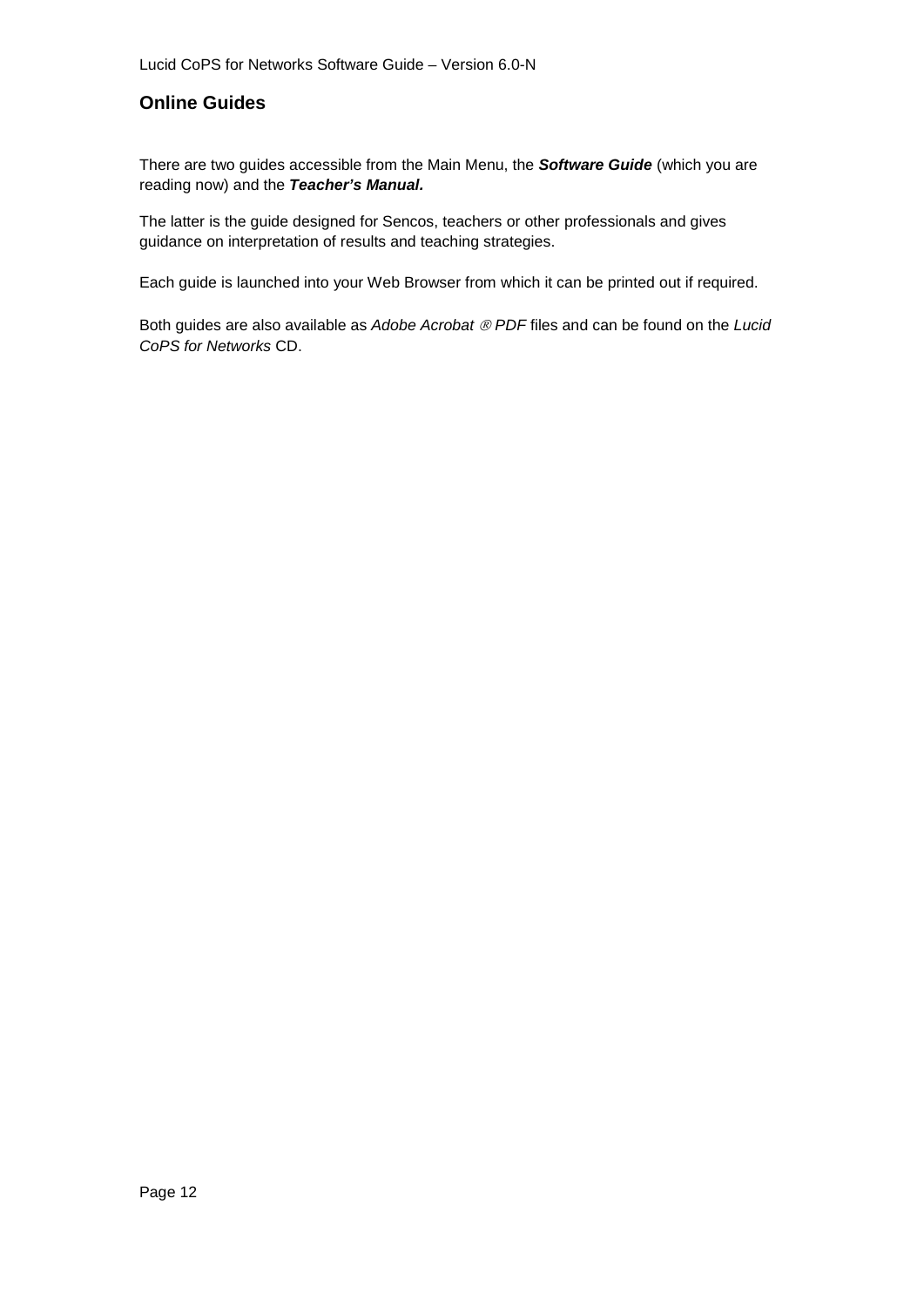## Online Guides

There are two guides accessible from the Main Menu, the ***Software Guide*** (which you are reading now) and the ***Teacher's Manual.***

The latter is the guide designed for Sencos, teachers or other professionals and gives guidance on interpretation of results and teaching strategies.

Each guide is launched into your Web Browser from which it can be printed out if required.

Both guides are also available as *Adobe Acrobat ® PDF* files and can be found on the *Lucid CoPS for Networks* CD.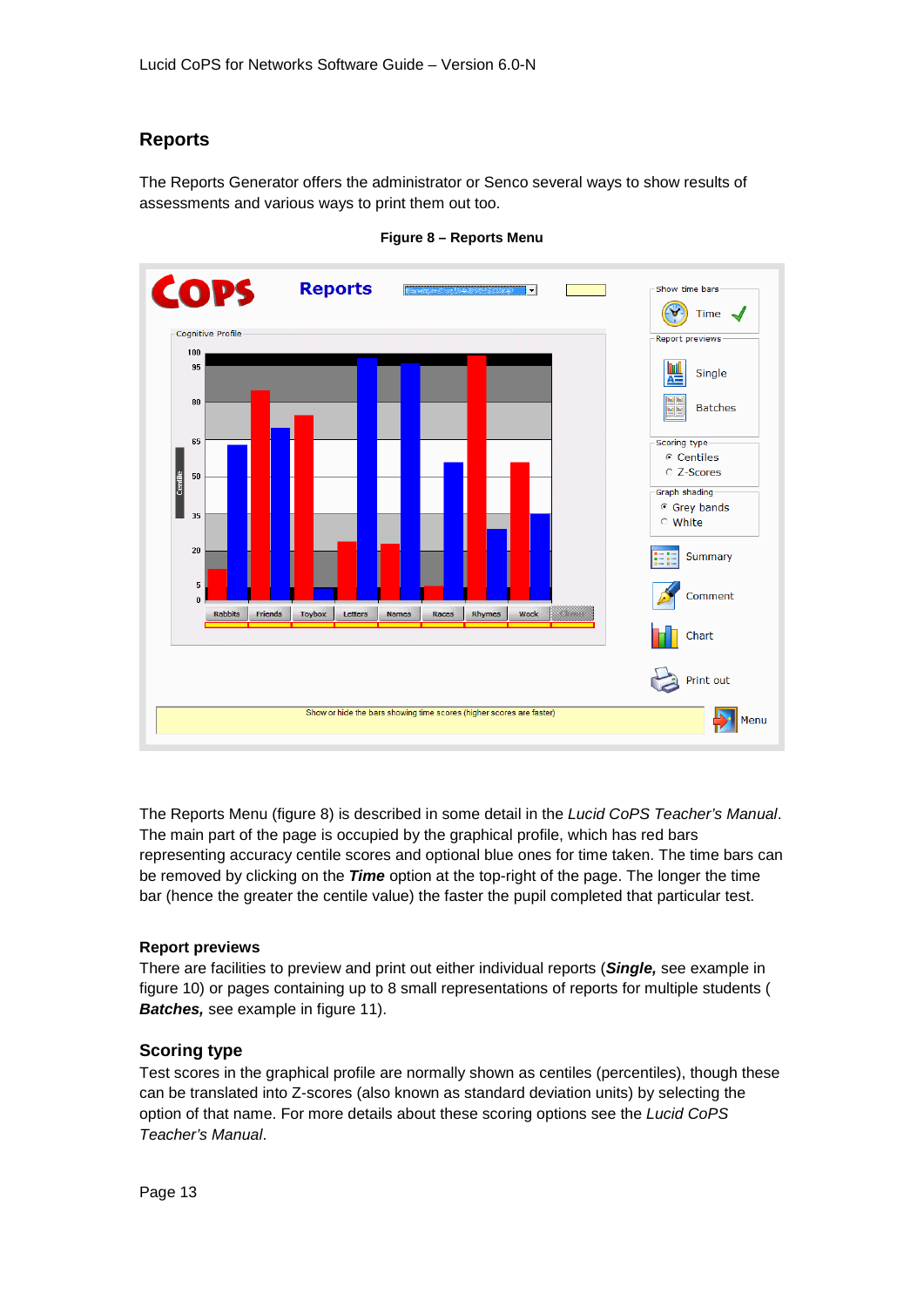## Reports

The Reports Generator offers the administrator or Senco several ways to show results of assessments and various ways to print them out too.

**Figure 8 – Reports Menu**

The Reports Menu (figure 8) is described in some detail in the *Lucid CoPS Teacher's Manual*. The main part of the page is occupied by the graphical profile, which has red bars representing accuracy centile scores and optional blue ones for time taken. The time bars can be removed by clicking on the ***Time*** option at the top-right of the page. The longer the time bar (hence the greater the centile value) the faster the pupil completed that particular test.

### Report previews

There are facilities to preview and print out either individual reports (***Single,*** see example in figure 10) or pages containing up to 8 small representations of reports for multiple students ( ***Batches,*** see example in figure 11).

### Scoring type

Test scores in the graphical profile are normally shown as centiles (percentiles), though these can be translated into Z-scores (also known as standard deviation units) by selecting the option of that name. For more details about these scoring options see the *Lucid CoPS Teacher's Manual*.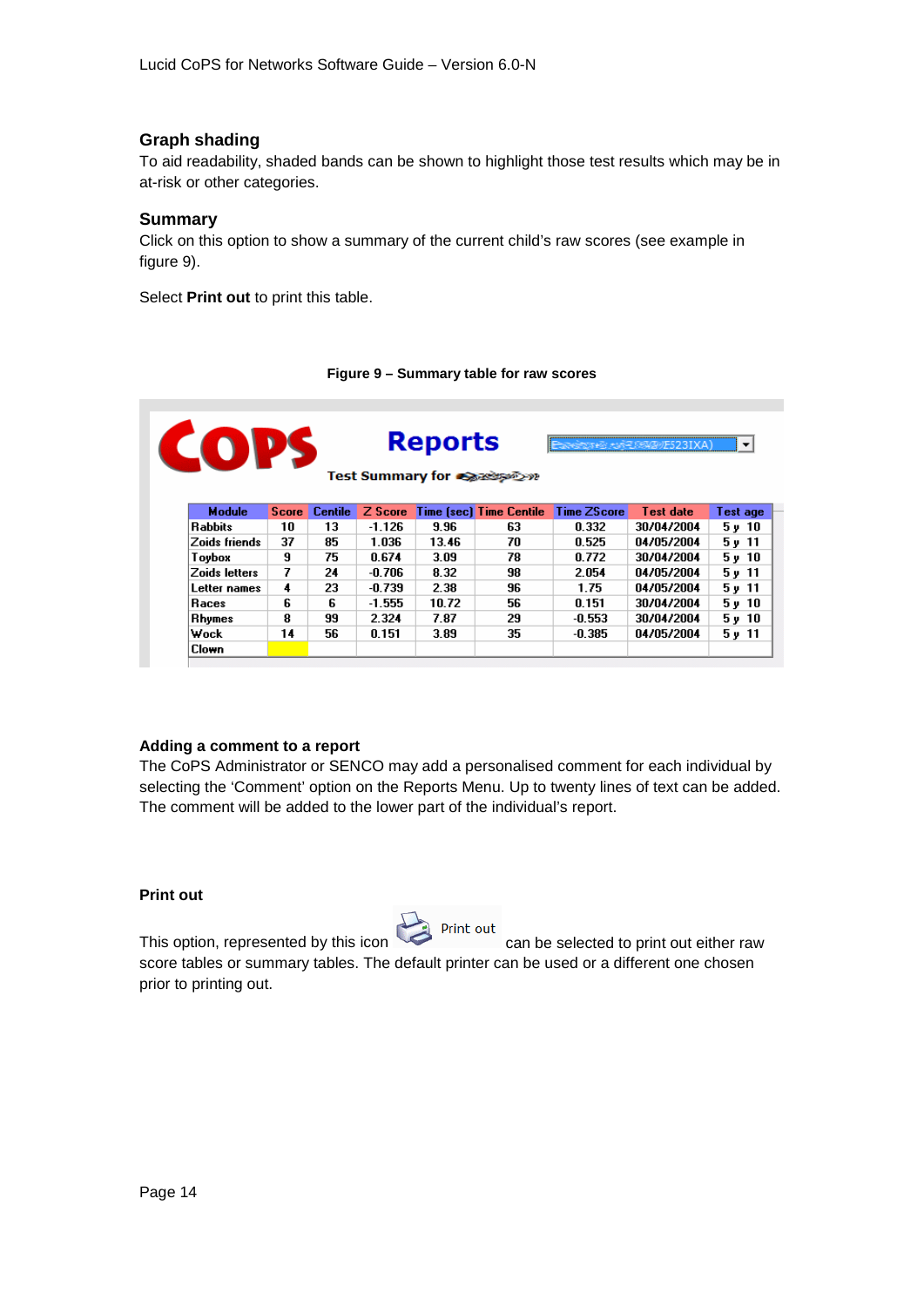## Graph shading

To aid readability, shaded bands can be shown to highlight those test results which may be in at-risk or other categories.

## Summary

Click on this option to show a summary of the current child's raw scores (see example in figure 9).

Select **Print out** to print this table.

**Figure 9 – Summary table for raw scores**

CoPS Reports

Test Summary for

| Module | Score | Centile | Z Score | Time (sec) | Time Centile | Time ZScore | Test date | Test age |
|---|---|---|---|---|---|---|---|---|
| Rabbits | 10 | 13 | -1.126 | 9.96 | 63 | 0.332 | 30/04/2004 | 5 y 10 |
| Zoids friends | 37 | 85 | 1.036 | 13.46 | 70 | 0.525 | 04/05/2004 | 5 y 11 |
| Toybox | 9 | 75 | 0.674 | 3.09 | 78 | 0.772 | 30/04/2004 | 5 y 10 |
| Zoids letters | 7 | 24 | -0.706 | 8.32 | 98 | 2.054 | 04/05/2004 | 5 y 11 |
| Letter names | 4 | 23 | -0.739 | 2.38 | 96 | 1.75 | 04/05/2004 | 5 y 11 |
| Races | 6 | 6 | -1.555 | 10.72 | 56 | 0.151 | 30/04/2004 | 5 y 10 |
| Rhymes | 8 | 99 | 2.324 | 7.87 | 29 | -0.553 | 30/04/2004 | 5 y 10 |
| Wock | 14 | 56 | 0.151 | 3.89 | 35 | -0.385 | 04/05/2004 | 5 y 11 |
| Clown | | | | | | | | |

### Adding a comment to a report

The CoPS Administrator or SENCO may add a personalised comment for each individual by selecting the 'Comment' option on the Reports Menu. Up to twenty lines of text can be added. The comment will be added to the lower part of the individual's report.

### Print out

This option, represented by this icon Print out can be selected to print out either raw score tables or summary tables. The default printer can be used or a different one chosen prior to printing out.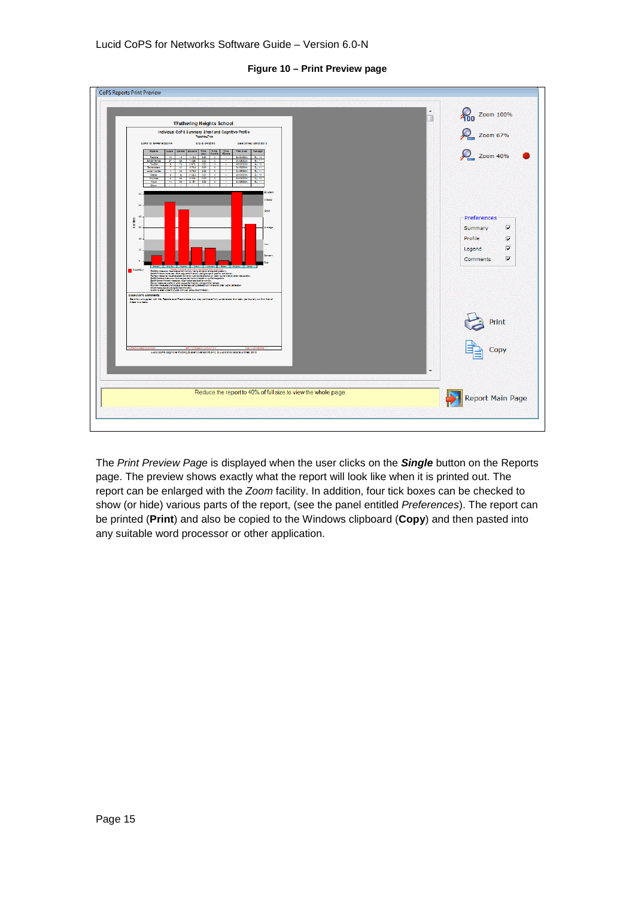**Figure 10 – Print Preview page**

The *Print Preview Page* is displayed when the user clicks on the ***Single*** button on the Reports page. The preview shows exactly what the report will look like when it is printed out. The report can be enlarged with the *Zoom* facility. In addition, four tick boxes can be checked to show (or hide) various parts of the report, (see the panel entitled *Preferences*). The report can be printed (**Print**) and also be copied to the Windows clipboard (**Copy**) and then pasted into any suitable word processor or other application.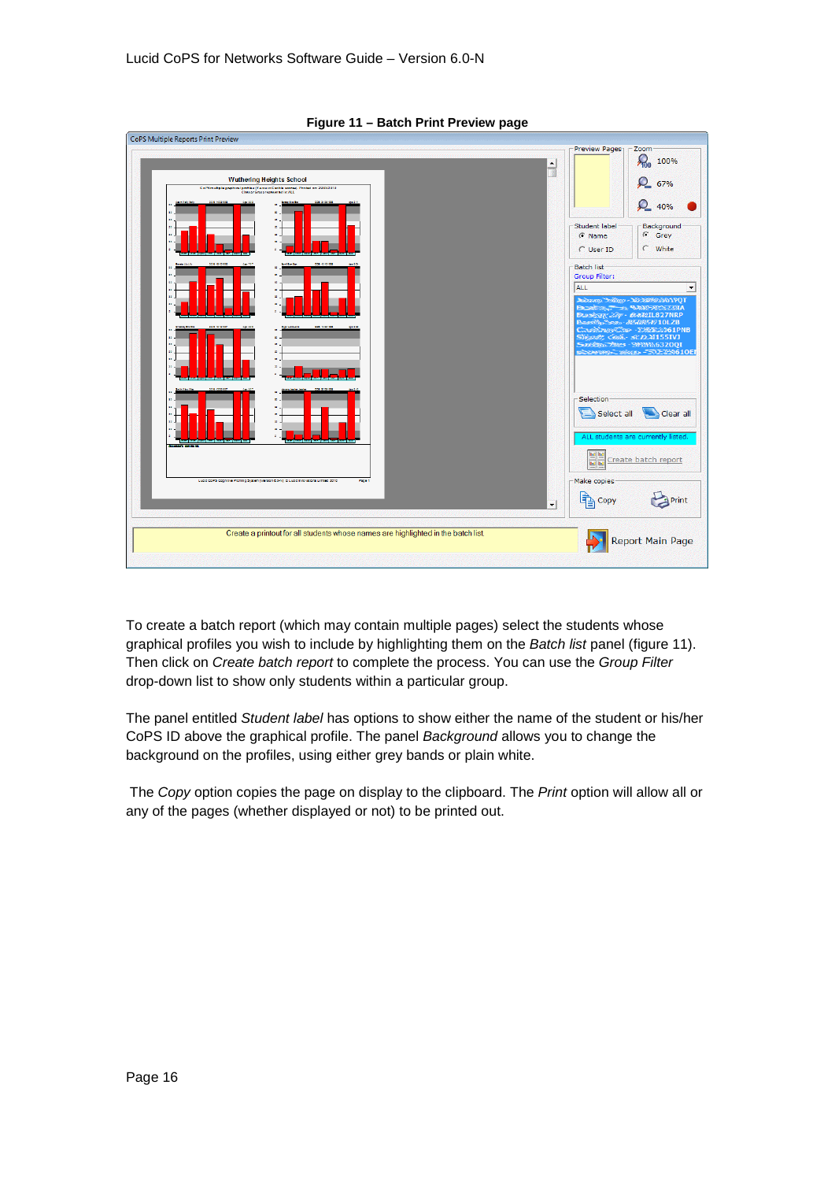**Figure 11 – Batch Print Preview page**

To create a batch report (which may contain multiple pages) select the students whose graphical profiles you wish to include by highlighting them on the *Batch list* panel (figure 11). Then click on *Create batch report* to complete the process. You can use the *Group Filter* drop-down list to show only students within a particular group.

The panel entitled *Student label* has options to show either the name of the student or his/her CoPS ID above the graphical profile. The panel *Background* allows you to change the background on the profiles, using either grey bands or plain white.

The *Copy* option copies the page on display to the clipboard. The *Print* option will allow all or any of the pages (whether displayed or not) to be printed out.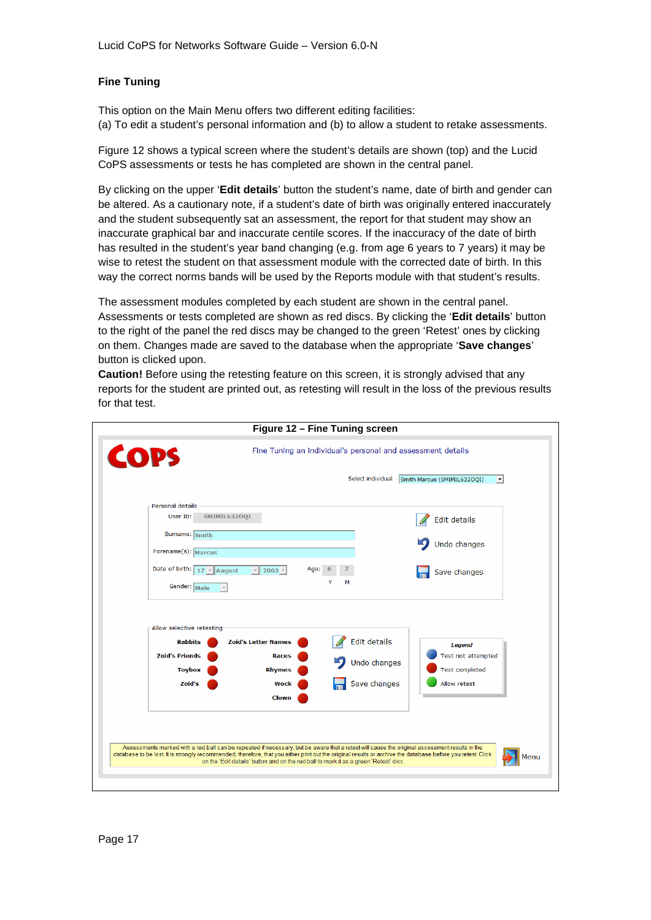## Fine Tuning

This option on the Main Menu offers two different editing facilities:
(a) To edit a student's personal information and (b) to allow a student to retake assessments.

Figure 12 shows a typical screen where the student's details are shown (top) and the Lucid CoPS assessments or tests he has completed are shown in the central panel.

By clicking on the upper '**Edit details**' button the student's name, date of birth and gender can be altered. As a cautionary note, if a student's date of birth was originally entered inaccurately and the student subsequently sat an assessment, the report for that student may show an inaccurate graphical bar and inaccurate centile scores. If the inaccuracy of the date of birth has resulted in the student's year band changing (e.g. from age 6 years to 7 years) it may be wise to retest the student on that assessment module with the corrected date of birth. In this way the correct norms bands will be used by the Reports module with that student's results.

The assessment modules completed by each student are shown in the central panel. Assessments or tests completed are shown as red discs. By clicking the '**Edit details**' button to the right of the panel the red discs may be changed to the green 'Retest' ones by clicking on them. Changes made are saved to the database when the appropriate '**Save changes**' button is clicked upon.

**Caution!** Before using the retesting feature on this screen, it is strongly advised that any reports for the student are printed out, as retesting will result in the loss of the previous results for that test.

**Figure 12 – Fine Tuning screen**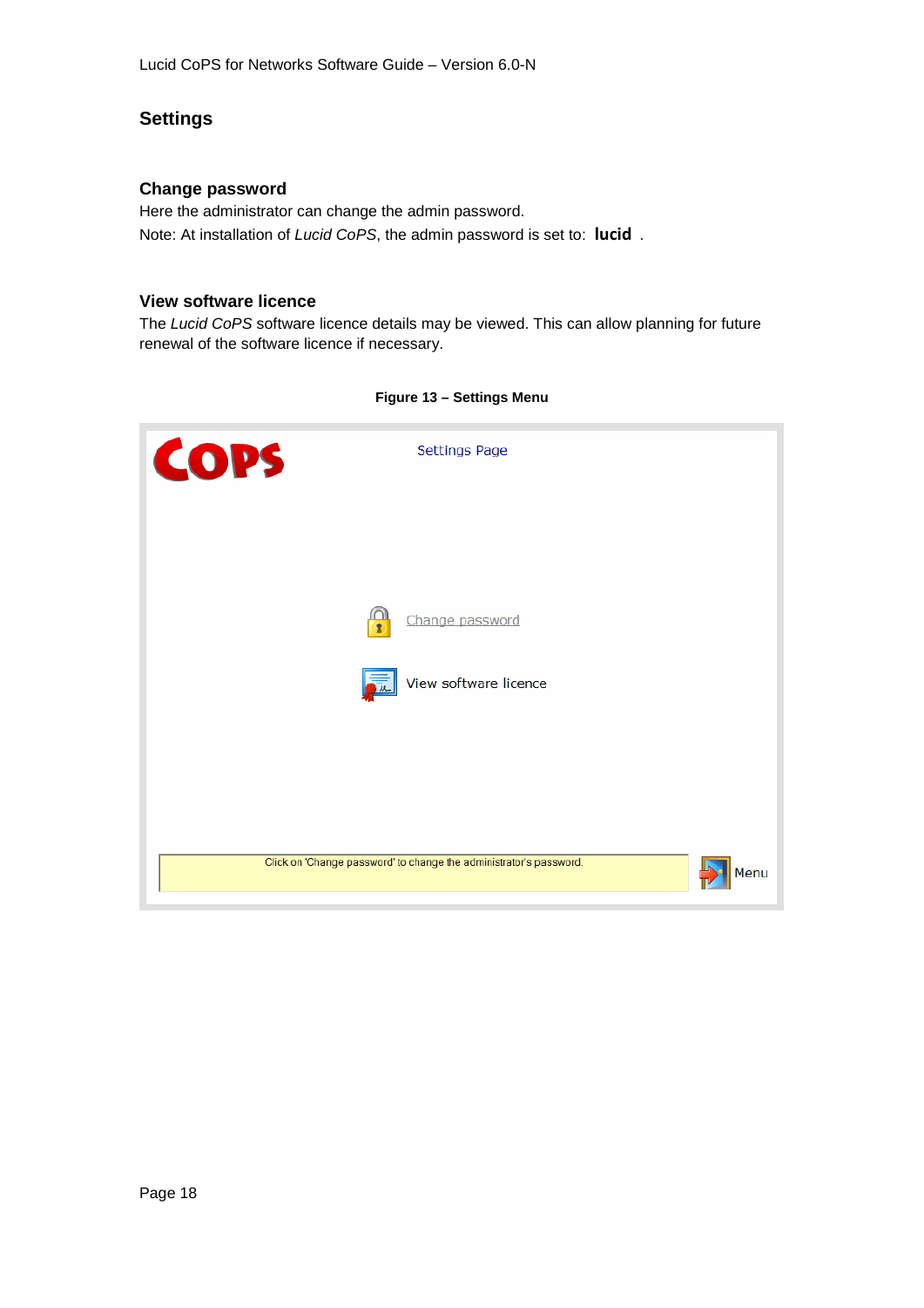## Settings

### Change password

Here the administrator can change the admin password.

Note: At installation of *Lucid CoPS*, the admin password is set to: **lucid** .

### View software licence

The *Lucid CoPS* software licence details may be viewed. This can allow planning for future renewal of the software licence if necessary.

**Figure 13 – Settings Menu**

Settings Page

Change password

View software licence

Click on 'Change password' to change the administrator's password.

Menu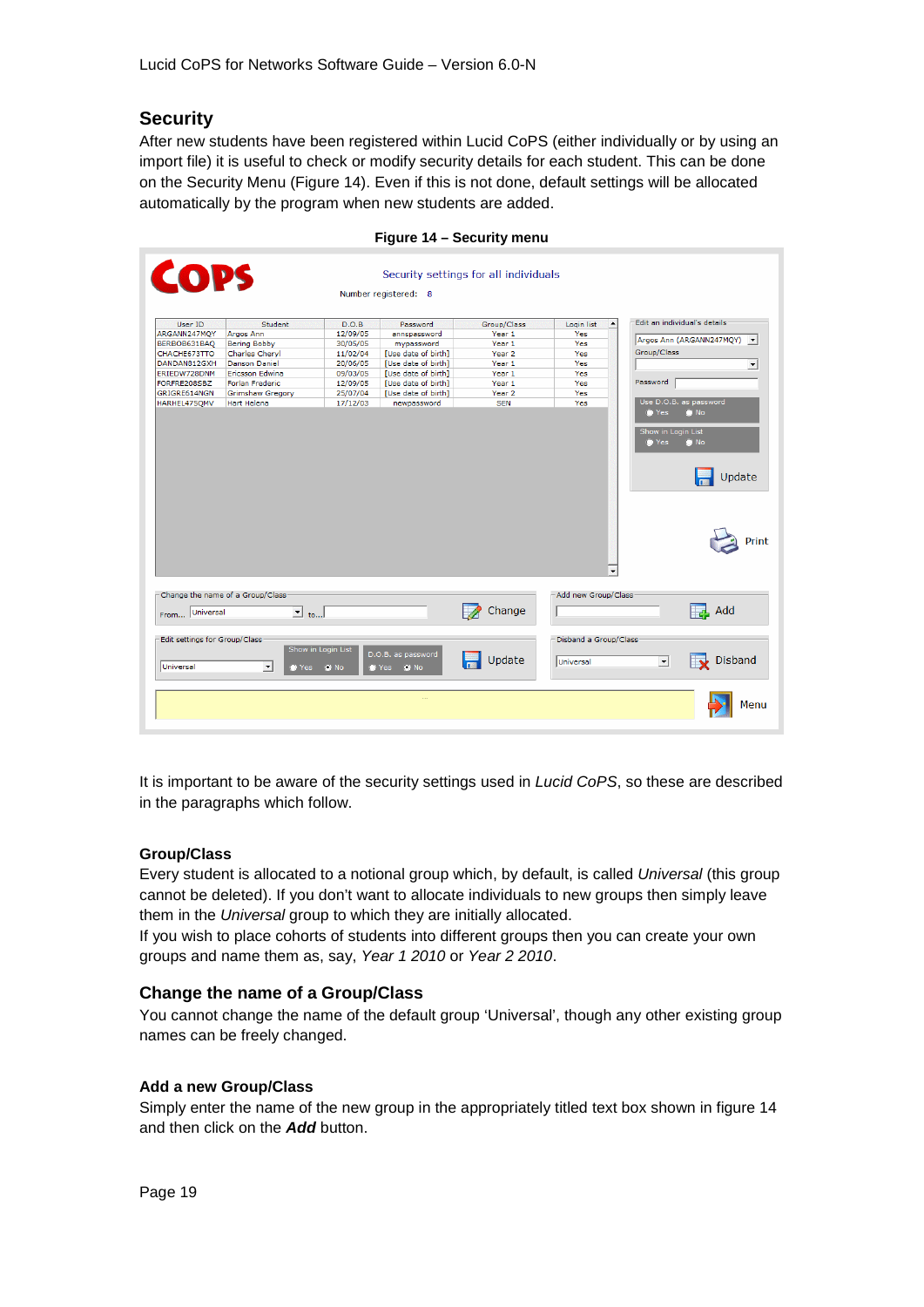## Security

After new students have been registered within Lucid CoPS (either individually or by using an import file) it is useful to check or modify security details for each student. This can be done on the Security Menu (Figure 14). Even if this is not done, default settings will be allocated automatically by the program when new students are added.

**Figure 14 – Security menu**

It is important to be aware of the security settings used in *Lucid CoPS*, so these are described in the paragraphs which follow.

### Group/Class

Every student is allocated to a notional group which, by default, is called *Universal* (this group cannot be deleted). If you don't want to allocate individuals to new groups then simply leave them in the *Universal* group to which they are initially allocated.

If you wish to place cohorts of students into different groups then you can create your own groups and name them as, say, *Year 1 2010* or *Year 2 2010*.

## Change the name of a Group/Class

You cannot change the name of the default group 'Universal', though any other existing group names can be freely changed.

### Add a new Group/Class

Simply enter the name of the new group in the appropriately titled text box shown in figure 14 and then click on the ***Add*** button.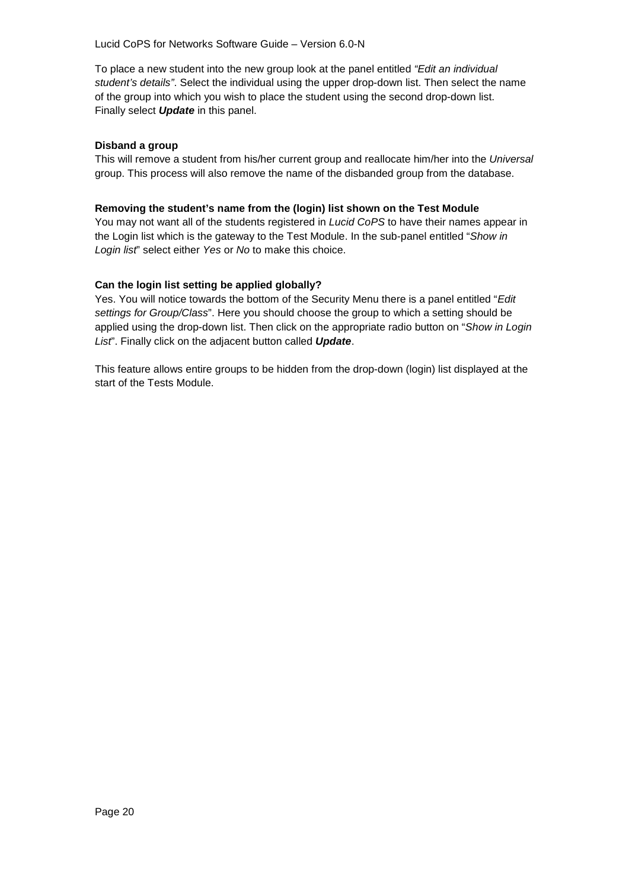To place a new student into the new group look at the panel entitled *"Edit an individual student's details"*. Select the individual using the upper drop-down list. Then select the name of the group into which you wish to place the student using the second drop-down list. Finally select ***Update*** in this panel.

**Disband a group**

This will remove a student from his/her current group and reallocate him/her into the *Universal* group. This process will also remove the name of the disbanded group from the database.

**Removing the student's name from the (login) list shown on the Test Module**

You may not want all of the students registered in *Lucid CoPS* to have their names appear in the Login list which is the gateway to the Test Module. In the sub-panel entitled "*Show in Login list*" select either *Yes* or *No* to make this choice.

**Can the login list setting be applied globally?**

Yes. You will notice towards the bottom of the Security Menu there is a panel entitled "*Edit settings for Group/Class*". Here you should choose the group to which a setting should be applied using the drop-down list. Then click on the appropriate radio button on "*Show in Login List*". Finally click on the adjacent button called ***Update***.

This feature allows entire groups to be hidden from the drop-down (login) list displayed at the start of the Tests Module.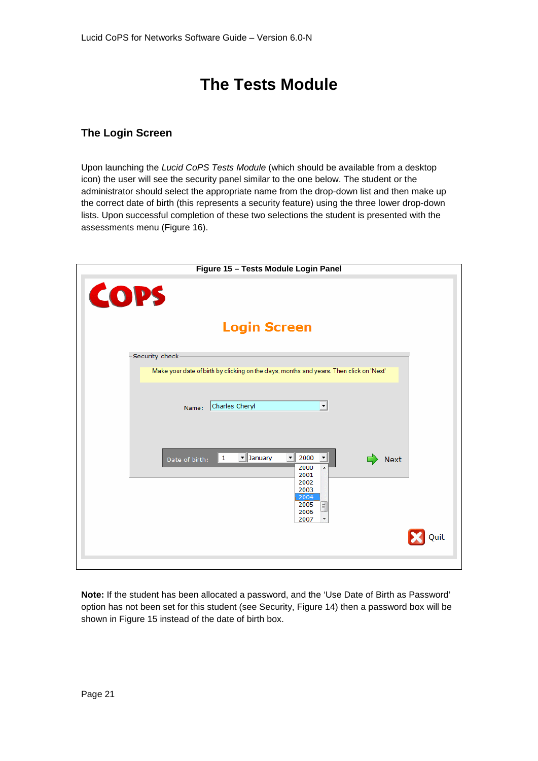# The Tests Module

## The Login Screen

Upon launching the *Lucid CoPS Tests Module* (which should be available from a desktop icon) the user will see the security panel similar to the one below. The student or the administrator should select the appropriate name from the drop-down list and then make up the correct date of birth (this represents a security feature) using the three lower drop-down lists. Upon successful completion of these two selections the student is presented with the assessments menu (Figure 16).

**Figure 15 – Tests Module Login Panel**

**Note:** If the student has been allocated a password, and the 'Use Date of Birth as Password' option has not been set for this student (see Security, Figure 14) then a password box will be shown in Figure 15 instead of the date of birth box.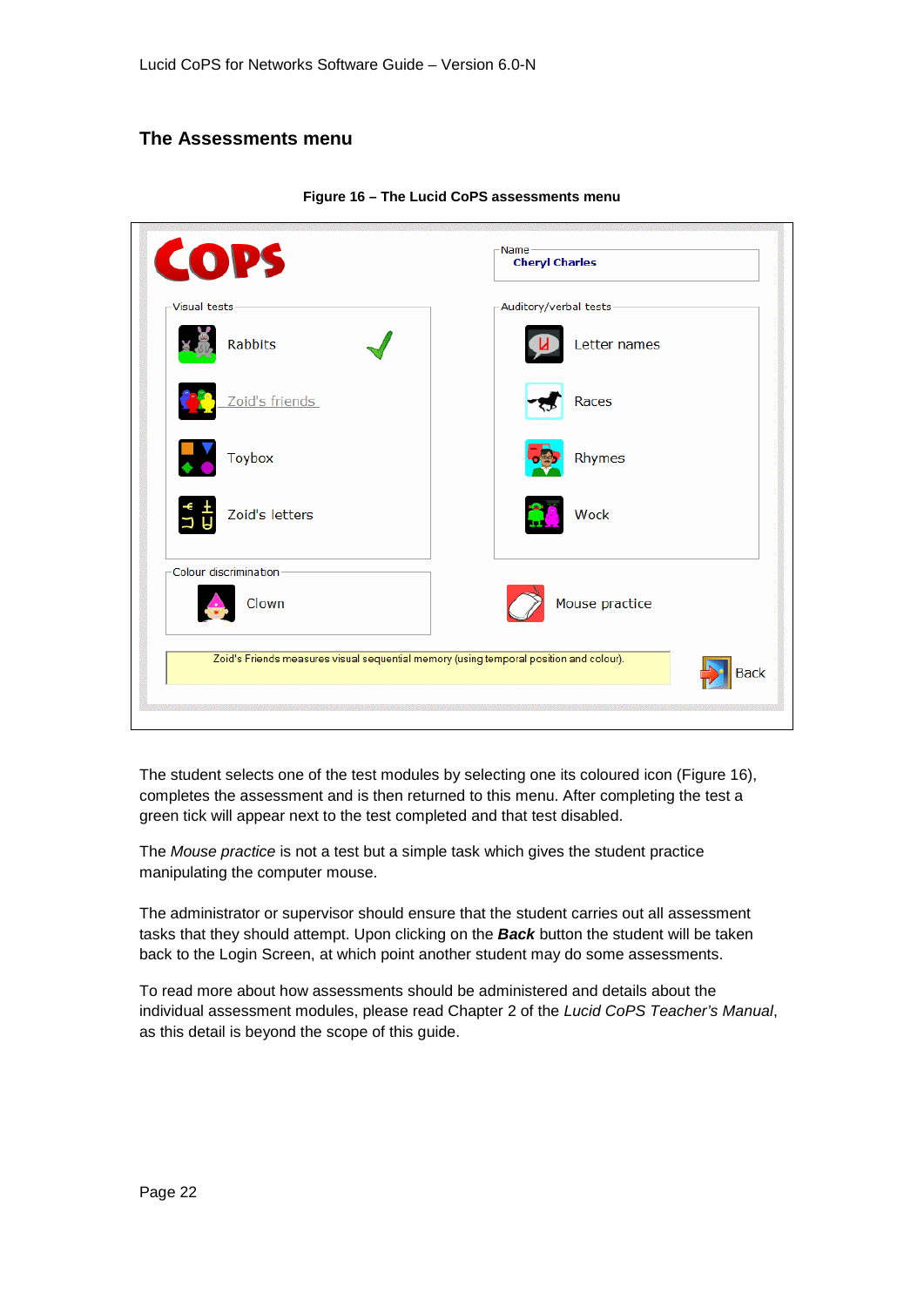## The Assessments menu

**Figure 16 – The Lucid CoPS assessments menu**

The student selects one of the test modules by selecting one its coloured icon (Figure 16), completes the assessment and is then returned to this menu. After completing the test a green tick will appear next to the test completed and that test disabled.

The *Mouse practice* is not a test but a simple task which gives the student practice manipulating the computer mouse.

The administrator or supervisor should ensure that the student carries out all assessment tasks that they should attempt. Upon clicking on the ***Back*** button the student will be taken back to the Login Screen, at which point another student may do some assessments.

To read more about how assessments should be administered and details about the individual assessment modules, please read Chapter 2 of the *Lucid CoPS Teacher's Manual*, as this detail is beyond the scope of this guide.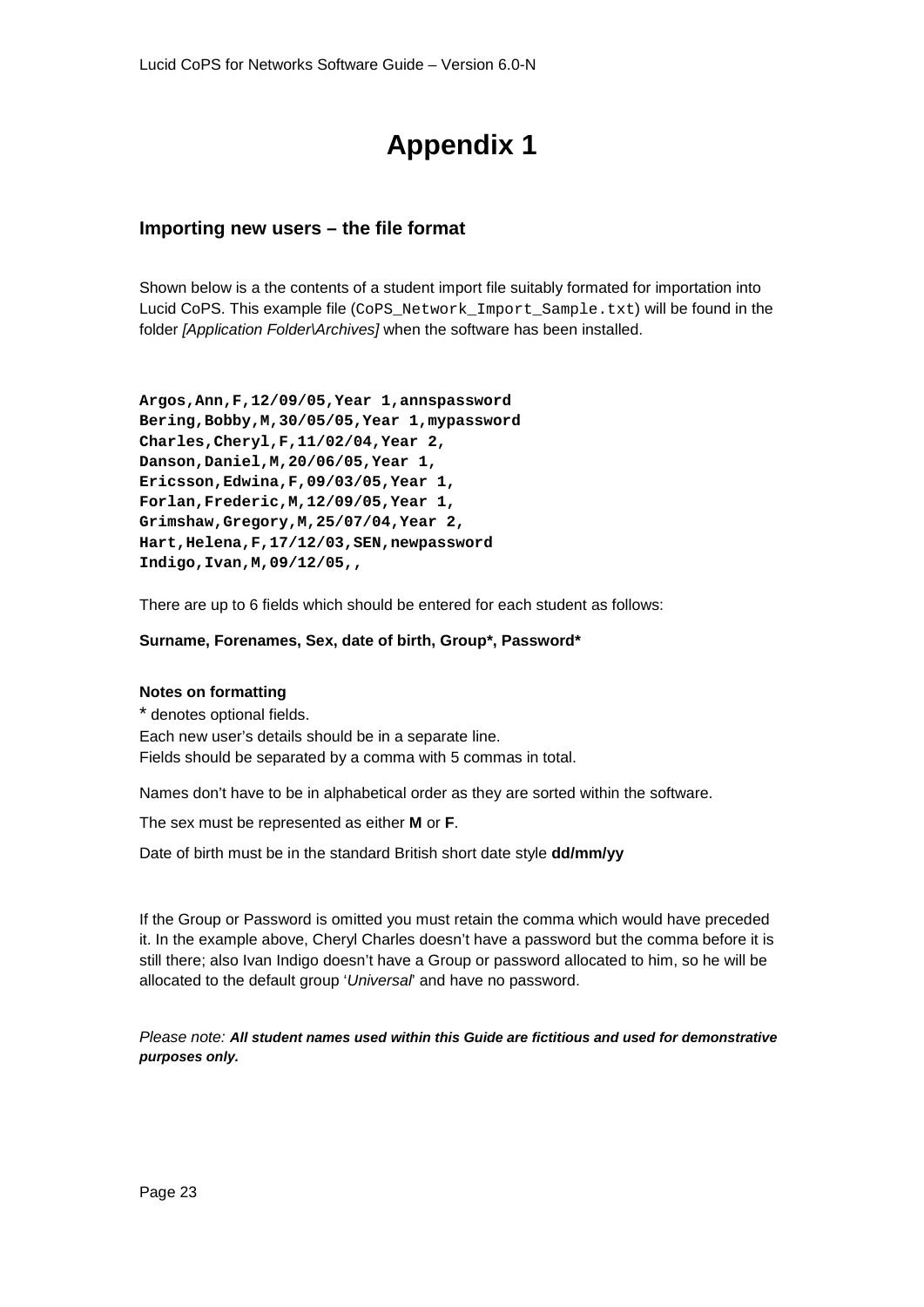# Appendix 1

### Importing new users – the file format

Shown below is a the contents of a student import file suitably formated for importation into Lucid CoPS. This example file (`CoPS_Network_Import_Sample.txt`) will be found in the folder *[Application Folder\Archives]* when the software has been installed.

```
Argos,Ann,F,12/09/05,Year 1,annspassword
Bering,Bobby,M,30/05/05,Year 1,mypassword
Charles,Cheryl,F,11/02/04,Year 2,
Danson,Daniel,M,20/06/05,Year 1,
Ericsson,Edwina,F,09/03/05,Year 1,
Forlan,Frederic,M,12/09/05,Year 1,
Grimshaw,Gregory,M,25/07/04,Year 2,
Hart,Helena,F,17/12/03,SEN,newpassword
Indigo,Ivan,M,09/12/05,,
```

There are up to 6 fields which should be entered for each student as follows:

**Surname, Forenames, Sex, date of birth, Group*, Password***

**Notes on formatting**

* denotes optional fields.
Each new user's details should be in a separate line.
Fields should be separated by a comma with 5 commas in total.

Names don't have to be in alphabetical order as they are sorted within the software.

The sex must be represented as either **M** or **F**.

Date of birth must be in the standard British short date style **dd/mm/yy**

If the Group or Password is omitted you must retain the comma which would have preceded it. In the example above, Cheryl Charles doesn't have a password but the comma before it is still there; also Ivan Indigo doesn't have a Group or password allocated to him, so he will be allocated to the default group '*Universal*' and have no password.

*Please note:* ***All student names used within this Guide are fictitious and used for demonstrative purposes only.***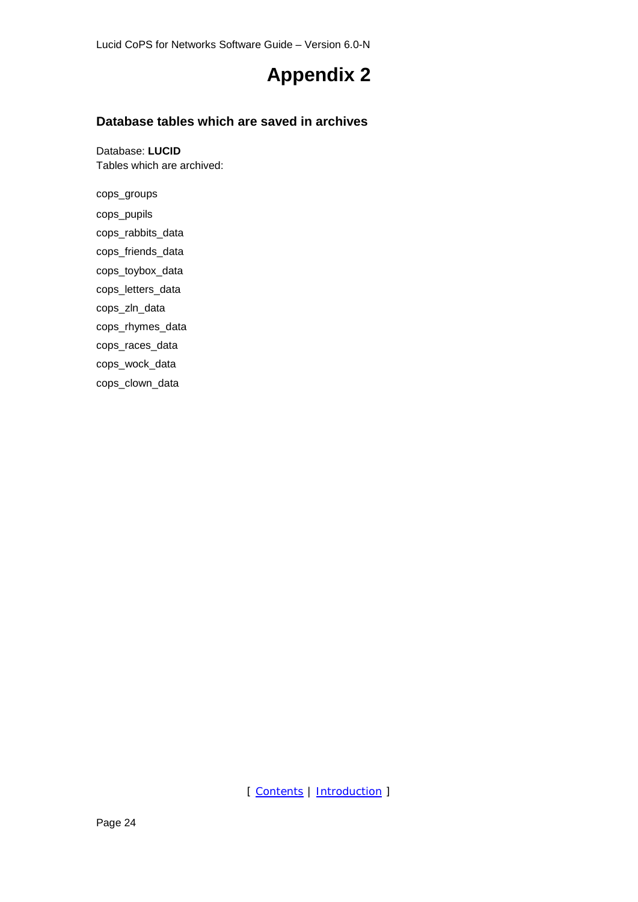# Appendix 2

## Database tables which are saved in archives

Database: **LUCID**
Tables which are archived:

cops_groups

cops_pupils

cops_rabbits_data

cops_friends_data

cops_toybox_data

cops_letters_data

cops_zln_data

cops_rhymes_data

cops_races_data

cops_wock_data

cops_clown_data

[ Contents | Introduction ]